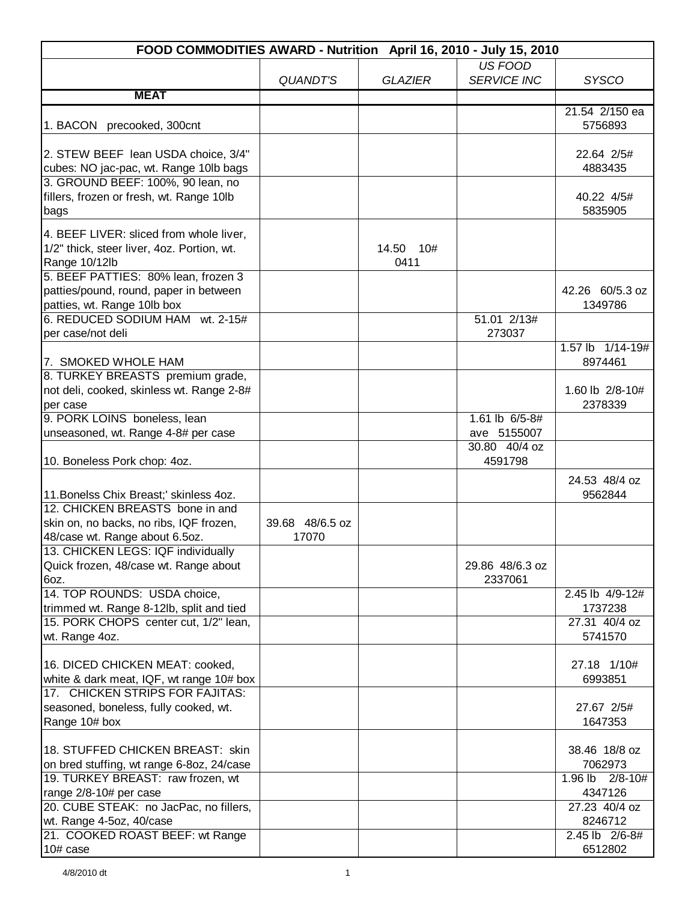| FOOD COMMODITIES AWARD - Nutrition April 16, 2010 - July 15, 2010 | | | | |
|---|---|---|---|---|
| | *QUANDT'S* | *GLAZIER* | *US FOOD SERVICE INC* | *SYSCO* |
| **MEAT** | | | | |
| 1. BACON precooked, 300cnt | | | | 21.54 2/150 ea 5756893 |
| 2. STEW BEEF lean USDA choice, 3/4" cubes: NO jac-pac, wt. Range 10lb bags | | | | 22.64 2/5# 4883435 |
| 3. GROUND BEEF: 100%, 90 lean, no fillers, frozen or fresh, wt. Range 10lb bags | | | | 40.22 4/5# 5835905 |
| 4. BEEF LIVER: sliced from whole liver, 1/2" thick, steer liver, 4oz. Portion, wt. Range 10/12lb | | 14.50 10# 0411 | | |
| 5. BEEF PATTIES: 80% lean, frozen 3 patties/pound, round, paper in between patties, wt. Range 10lb box | | | | 42.26 60/5.3 oz 1349786 |
| 6. REDUCED SODIUM HAM wt. 2-15# per case/not deli | | | 51.01 2/13# 273037 | |
| 7. SMOKED WHOLE HAM | | | | 1.57 lb 1/14-19# 8974461 |
| 8. TURKEY BREASTS premium grade, not deli, cooked, skinless wt. Range 2-8# per case | | | | 1.60 lb 2/8-10# 2378339 |
| 9. PORK LOINS boneless, lean unseasoned, wt. Range 4-8# per case | | | 1.61 lb 6/5-8# ave 5155007 | |
| 10. Boneless Pork chop: 4oz. | | | 30.80 40/4 oz 4591798 | |
| 11.Bonelss Chix Breast;' skinless 4oz. | | | | 24.53 48/4 oz 9562844 |
| 12. CHICKEN BREASTS bone in and skin on, no backs, no ribs, IQF frozen, 48/case wt. Range about 6.5oz. | 39.68 48/6.5 oz 17070 | | | |
| 13. CHICKEN LEGS: IQF individually Quick frozen, 48/case wt. Range about 6oz. | | | 29.86 48/6.3 oz 2337061 | |
| 14. TOP ROUNDS: USDA choice, trimmed wt. Range 8-12lb, split and tied | | | | 2.45 lb 4/9-12# 1737238 |
| 15. PORK CHOPS center cut, 1/2" lean, wt. Range 4oz. | | | | 27.31 40/4 oz 5741570 |
| 16. DICED CHICKEN MEAT: cooked, white & dark meat, IQF, wt range 10# box | | | | 27.18 1/10# 6993851 |
| 17. CHICKEN STRIPS FOR FAJITAS: seasoned, boneless, fully cooked, wt. Range 10# box | | | | 27.67 2/5# 1647353 |
| 18. STUFFED CHICKEN BREAST: skin on bred stuffing, wt range 6-8oz, 24/case | | | | 38.46 18/8 oz 7062973 |
| 19. TURKEY BREAST: raw frozen, wt range 2/8-10# per case | | | | 1.96 lb 2/8-10# 4347126 |
| 20. CUBE STEAK: no JacPac, no fillers, wt. Range 4-5oz, 40/case | | | | 27.23 40/4 oz 8246712 |
| 21. COOKED ROAST BEEF: wt Range 10# case | | | | 2.45 lb 2/6-8# 6512802 |

4/8/2010 dt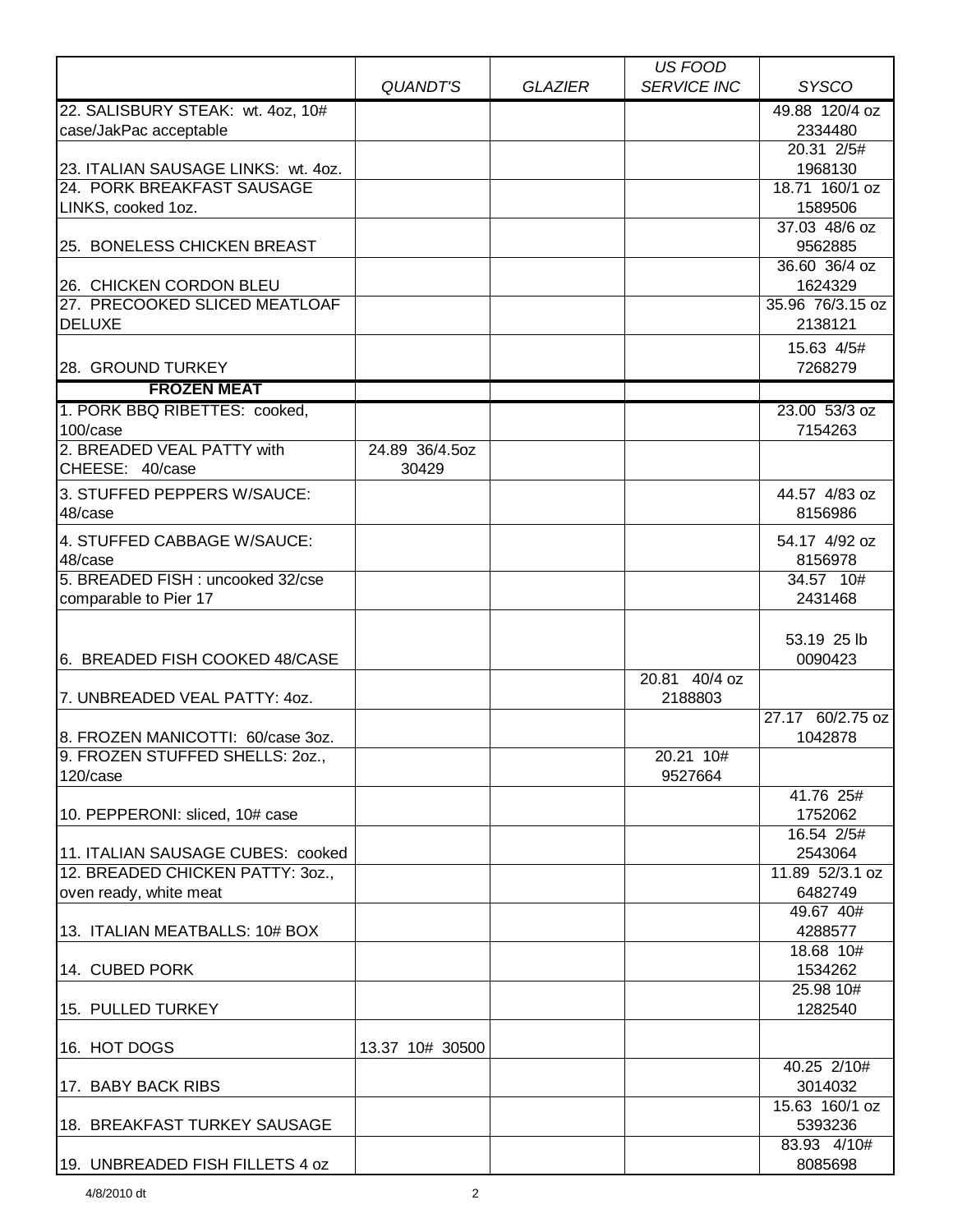| | *QUANDT'S* | *GLAZIER* | *US FOOD SERVICE INC* | *SYSCO* |
|---|---|---|---|---|
| 22. SALISBURY STEAK: wt. 4oz, 10# case/JakPac acceptable | | | | 49.88 120/4 oz 2334480 |
| 23. ITALIAN SAUSAGE LINKS: wt. 4oz. | | | | 20.31 2/5# 1968130 |
| 24. PORK BREAKFAST SAUSAGE LINKS, cooked 1oz. | | | | 18.71 160/1 oz 1589506 |
| 25. BONELESS CHICKEN BREAST | | | | 37.03 48/6 oz 9562885 |
| 26. CHICKEN CORDON BLEU | | | | 36.60 36/4 oz 1624329 |
| 27. PRECOOKED SLICED MEATLOAF DELUXE | | | | 35.96 76/3.15 oz 2138121 |
| 28. GROUND TURKEY | | | | 15.63 4/5# 7268279 |
| **FROZEN MEAT** | | | | |
| 1. PORK BBQ RIBETTES: cooked, 100/case | | | | 23.00 53/3 oz 7154263 |
| 2. BREADED VEAL PATTY with CHEESE: 40/case | 24.89 36/4.5oz 30429 | | | |
| 3. STUFFED PEPPERS W/SAUCE: 48/case | | | | 44.57 4/83 oz 8156986 |
| 4. STUFFED CABBAGE W/SAUCE: 48/case | | | | 54.17 4/92 oz 8156978 |
| 5. BREADED FISH : uncooked 32/cse comparable to Pier 17 | | | | 34.57 10# 2431468 |
| 6. BREADED FISH COOKED 48/CASE | | | | 53.19 25 lb 0090423 |
| 7. UNBREADED VEAL PATTY: 4oz. | | | 20.81 40/4 oz 2188803 | |
| 8. FROZEN MANICOTTI: 60/case 3oz. | | | | 27.17 60/2.75 oz 1042878 |
| 9. FROZEN STUFFED SHELLS: 2oz., 120/case | | | 20.21 10# 9527664 | |
| 10. PEPPERONI: sliced, 10# case | | | | 41.76 25# 1752062 |
| 11. ITALIAN SAUSAGE CUBES: cooked | | | | 16.54 2/5# 2543064 |
| 12. BREADED CHICKEN PATTY: 3oz., oven ready, white meat | | | | 11.89 52/3.1 oz 6482749 |
| 13. ITALIAN MEATBALLS: 10# BOX | | | | 49.67 40# 4288577 |
| 14. CUBED PORK | | | | 18.68 10# 1534262 |
| 15. PULLED TURKEY | | | | 25.98 10# 1282540 |
| 16. HOT DOGS | 13.37 10# 30500 | | | |
| 17. BABY BACK RIBS | | | | 40.25 2/10# 3014032 |
| 18. BREAKFAST TURKEY SAUSAGE | | | | 15.63 160/1 oz 5393236 |
| 19. UNBREADED FISH FILLETS 4 oz | | | | 83.93 4/10# 8085698 |

4/8/2010 dt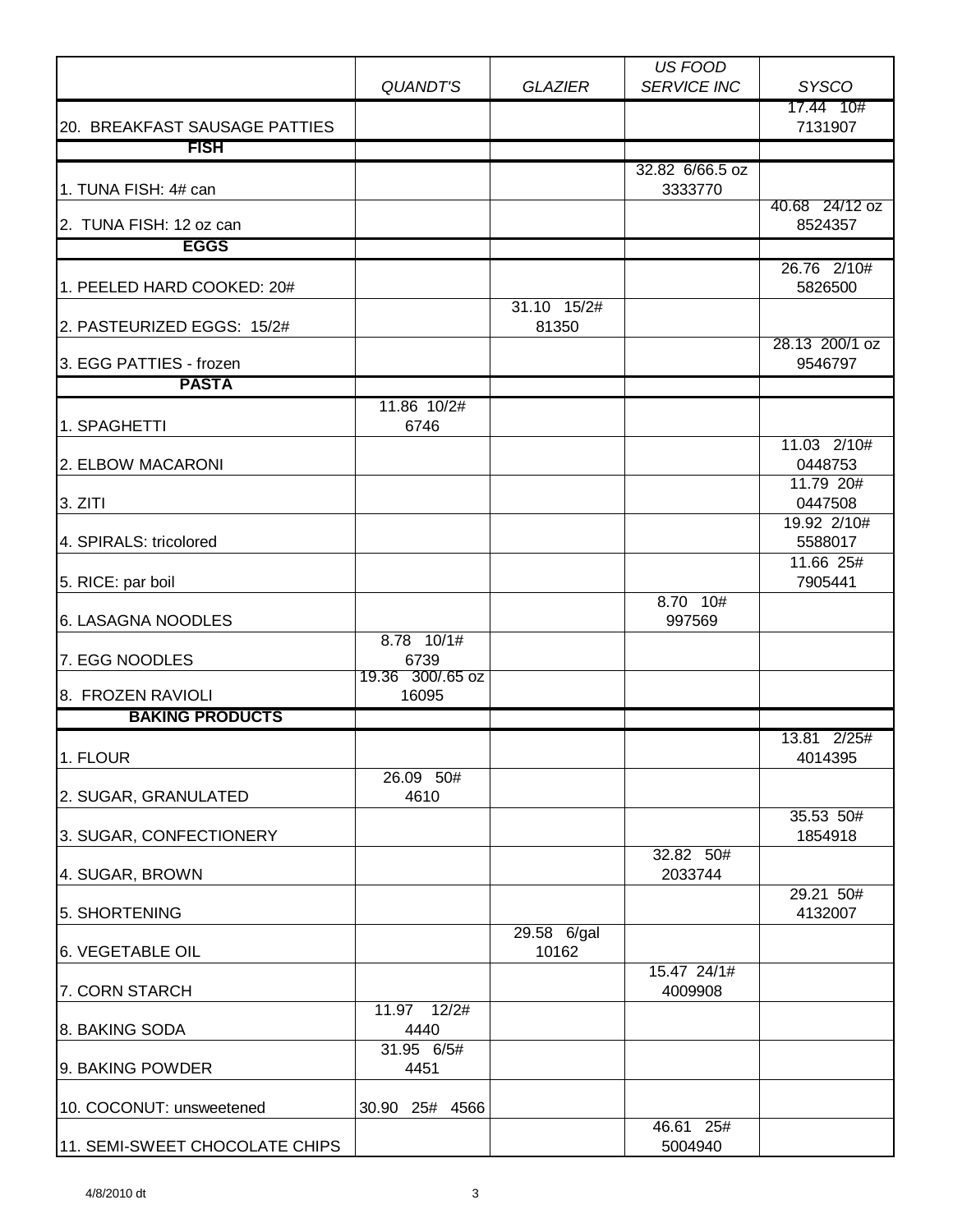| | *QUANDT'S* | *GLAZIER* | *US FOOD SERVICE INC* | *SYSCO* |
|---|---|---|---|---|
| 20. BREAKFAST SAUSAGE PATTIES | | | | 17.44 10# 7131907 |
| **FISH** | | | | |
| 1. TUNA FISH: 4# can | | | 32.82 6/66.5 oz 3333770 | |
| 2. TUNA FISH: 12 oz can | | | | 40.68 24/12 oz 8524357 |
| **EGGS** | | | | |
| 1. PEELED HARD COOKED: 20# | | | | 26.76 2/10# 5826500 |
| 2. PASTEURIZED EGGS: 15/2# | | 31.10 15/2# 81350 | | |
| 3. EGG PATTIES - frozen | | | | 28.13 200/1 oz 9546797 |
| **PASTA** | | | | |
| 1. SPAGHETTI | 11.86 10/2# 6746 | | | |
| 2. ELBOW MACARONI | | | | 11.03 2/10# 0448753 |
| 3. ZITI | | | | 11.79 20# 0447508 |
| 4. SPIRALS: tricolored | | | | 19.92 2/10# 5588017 |
| 5. RICE: par boil | | | | 11.66 25# 7905441 |
| 6. LASAGNA NOODLES | | | 8.70 10# 997569 | |
| 7. EGG NOODLES | 8.78 10/1# 6739 | | | |
| 8. FROZEN RAVIOLI | 19.36 300/.65 oz 16095 | | | |
| **BAKING PRODUCTS** | | | | |
| 1. FLOUR | | | | 13.81 2/25# 4014395 |
| 2. SUGAR, GRANULATED | 26.09 50# 4610 | | | |
| 3. SUGAR, CONFECTIONERY | | | | 35.53 50# 1854918 |
| 4. SUGAR, BROWN | | | 32.82 50# 2033744 | |
| 5. SHORTENING | | | | 29.21 50# 4132007 |
| 6. VEGETABLE OIL | | 29.58 6/gal 10162 | | |
| 7. CORN STARCH | | | 15.47 24/1# 4009908 | |
| 8. BAKING SODA | 11.97 12/2# 4440 | | | |
| 9. BAKING POWDER | 31.95 6/5# 4451 | | | |
| 10. COCONUT: unsweetened | 30.90 25# 4566 | | | |
| 11. SEMI-SWEET CHOCOLATE CHIPS | | | 46.61 25# 5004940 | |

4/8/2010 dt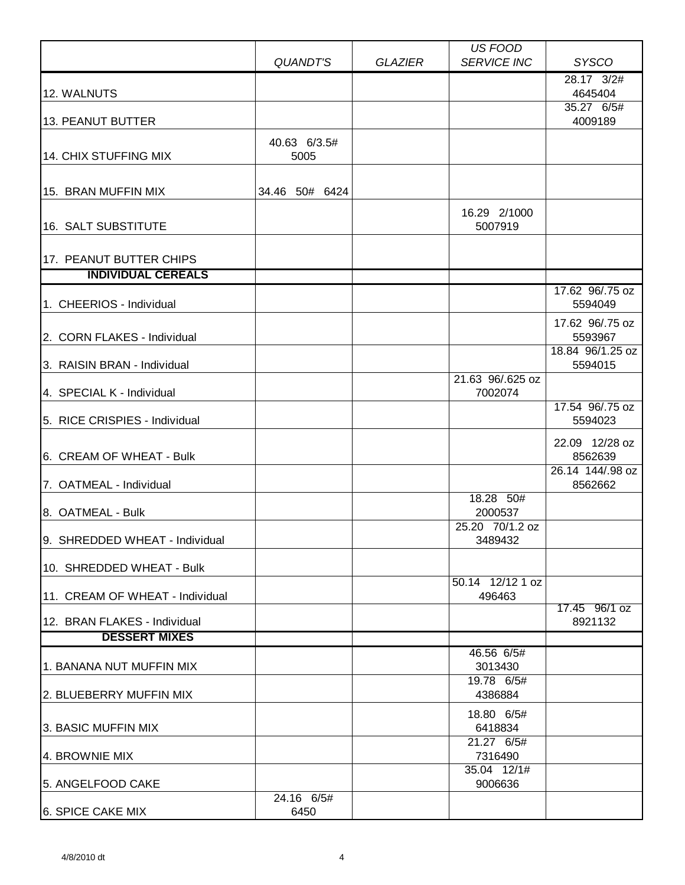| | *QUANDT'S* | *GLAZIER* | *US FOOD SERVICE INC* | *SYSCO* |
|---|---|---|---|---|
| 12. WALNUTS | | | | 28.17 3/2# 4645404 |
| 13. PEANUT BUTTER | | | | 35.27 6/5# 4009189 |
| 14. CHIX STUFFING MIX | 40.63 6/3.5# 5005 | | | |
| 15. BRAN MUFFIN MIX | 34.46 50# 6424 | | | |
| 16. SALT SUBSTITUTE | | | 16.29 2/1000 5007919 | |
| 17. PEANUT BUTTER CHIPS | | | | |
| **INDIVIDUAL CEREALS** | | | | |
| 1. CHEERIOS - Individual | | | | 17.62 96/.75 oz 5594049 |
| 2. CORN FLAKES - Individual | | | | 17.62 96/.75 oz 5593967 |
| 3. RAISIN BRAN - Individual | | | | 18.84 96/1.25 oz 5594015 |
| 4. SPECIAL K - Individual | | | 21.63 96/.625 oz 7002074 | |
| 5. RICE CRISPIES - Individual | | | | 17.54 96/.75 oz 5594023 |
| 6. CREAM OF WHEAT - Bulk | | | | 22.09 12/28 oz 8562639 |
| 7. OATMEAL - Individual | | | | 26.14 144/.98 oz 8562662 |
| 8. OATMEAL - Bulk | | | 18.28 50# 2000537 | |
| 9. SHREDDED WHEAT - Individual | | | 25.20 70/1.2 oz 3489432 | |
| 10. SHREDDED WHEAT - Bulk | | | | |
| 11. CREAM OF WHEAT - Individual | | | 50.14 12/12 1 oz 496463 | |
| 12. BRAN FLAKES - Individual | | | | 17.45 96/1 oz 8921132 |
| **DESSERT MIXES** | | | | |
| 1. BANANA NUT MUFFIN MIX | | | 46.56 6/5# 3013430 | |
| 2. BLUEBERRY MUFFIN MIX | | | 19.78 6/5# 4386884 | |
| 3. BASIC MUFFIN MIX | | | 18.80 6/5# 6418834 | |
| 4. BROWNIE MIX | | | 21.27 6/5# 7316490 | |
| 5. ANGELFOOD CAKE | | | 35.04 12/1# 9006636 | |
| 6. SPICE CAKE MIX | 24.16 6/5# 6450 | | | |

4/8/2010 dt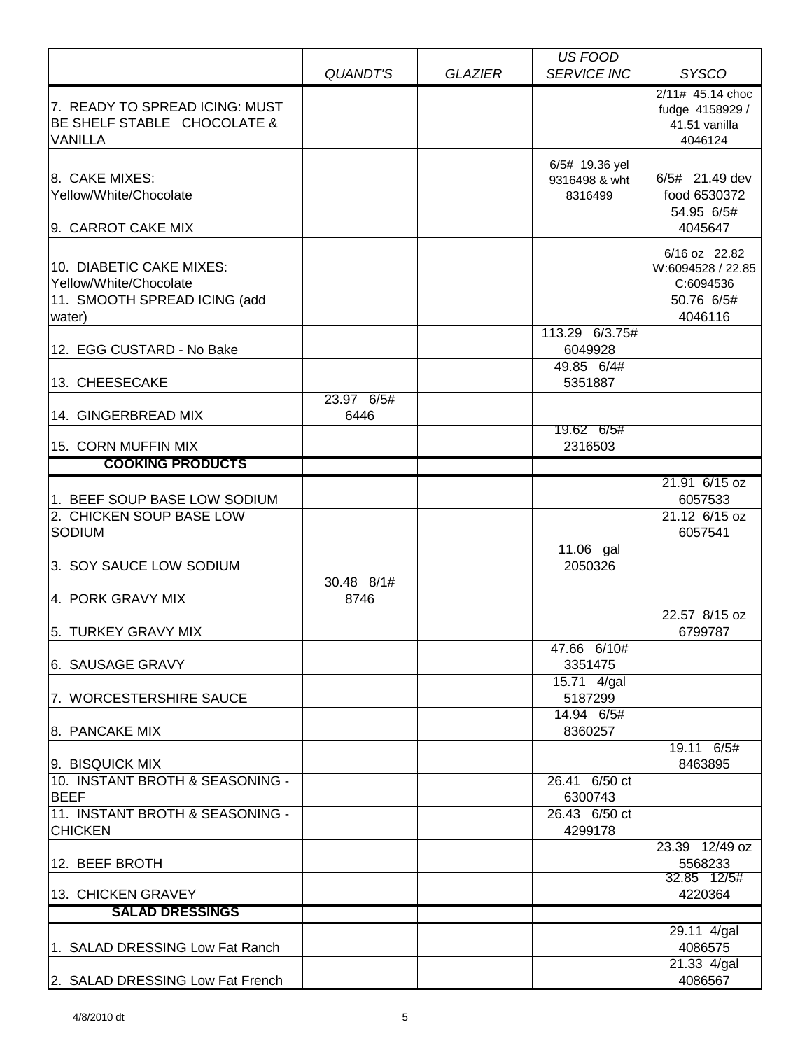| | *QUANDT'S* | *GLAZIER* | *US FOOD SERVICE INC* | *SYSCO* |
|---|---|---|---|---|
| 7. READY TO SPREAD ICING: MUST BE SHELF STABLE CHOCOLATE & VANILLA | | | | 2/11# 45.14 choc fudge 4158929 / 41.51 vanilla 4046124 |
| 8. CAKE MIXES: Yellow/White/Chocolate | | | 6/5# 19.36 yel 9316498 & wht 8316499 | 6/5# 21.49 dev food 6530372 |
| 9. CARROT CAKE MIX | | | | 54.95 6/5# 4045647 |
| 10. DIABETIC CAKE MIXES: Yellow/White/Chocolate | | | | 6/16 oz 22.82 W:6094528 / 22.85 C:6094536 |
| 11. SMOOTH SPREAD ICING (add water) | | | | 50.76 6/5# 4046116 |
| 12. EGG CUSTARD - No Bake | | | 113.29 6/3.75# 6049928 | |
| 13. CHEESECAKE | | | 49.85 6/4# 5351887 | |
| 14. GINGERBREAD MIX | 23.97 6/5# 6446 | | | |
| 15. CORN MUFFIN MIX | | | 19.62 6/5# 2316503 | |
| **COOKING PRODUCTS** | | | | |
| 1. BEEF SOUP BASE LOW SODIUM | | | | 21.91 6/15 oz 6057533 |
| 2. CHICKEN SOUP BASE LOW SODIUM | | | | 21.12 6/15 oz 6057541 |
| 3. SOY SAUCE LOW SODIUM | | | 11.06 gal 2050326 | |
| 4. PORK GRAVY MIX | 30.48 8/1# 8746 | | | |
| 5. TURKEY GRAVY MIX | | | | 22.57 8/15 oz 6799787 |
| 6. SAUSAGE GRAVY | | | 47.66 6/10# 3351475 | |
| 7. WORCESTERSHIRE SAUCE | | | 15.71 4/gal 5187299 | |
| 8. PANCAKE MIX | | | 14.94 6/5# 8360257 | |
| 9. BISQUICK MIX | | | | 19.11 6/5# 8463895 |
| 10. INSTANT BROTH & SEASONING - BEEF | | | 26.41 6/50 ct 6300743 | |
| 11. INSTANT BROTH & SEASONING - CHICKEN | | | 26.43 6/50 ct 4299178 | |
| 12. BEEF BROTH | | | | 23.39 12/49 oz 5568233 |
| 13. CHICKEN GRAVEY | | | | 32.85 12/5# 4220364 |
| **SALAD DRESSINGS** | | | | |
| 1. SALAD DRESSING Low Fat Ranch | | | | 29.11 4/gal 4086575 |
| 2. SALAD DRESSING Low Fat French | | | | 21.33 4/gal 4086567 |

4/8/2010 dt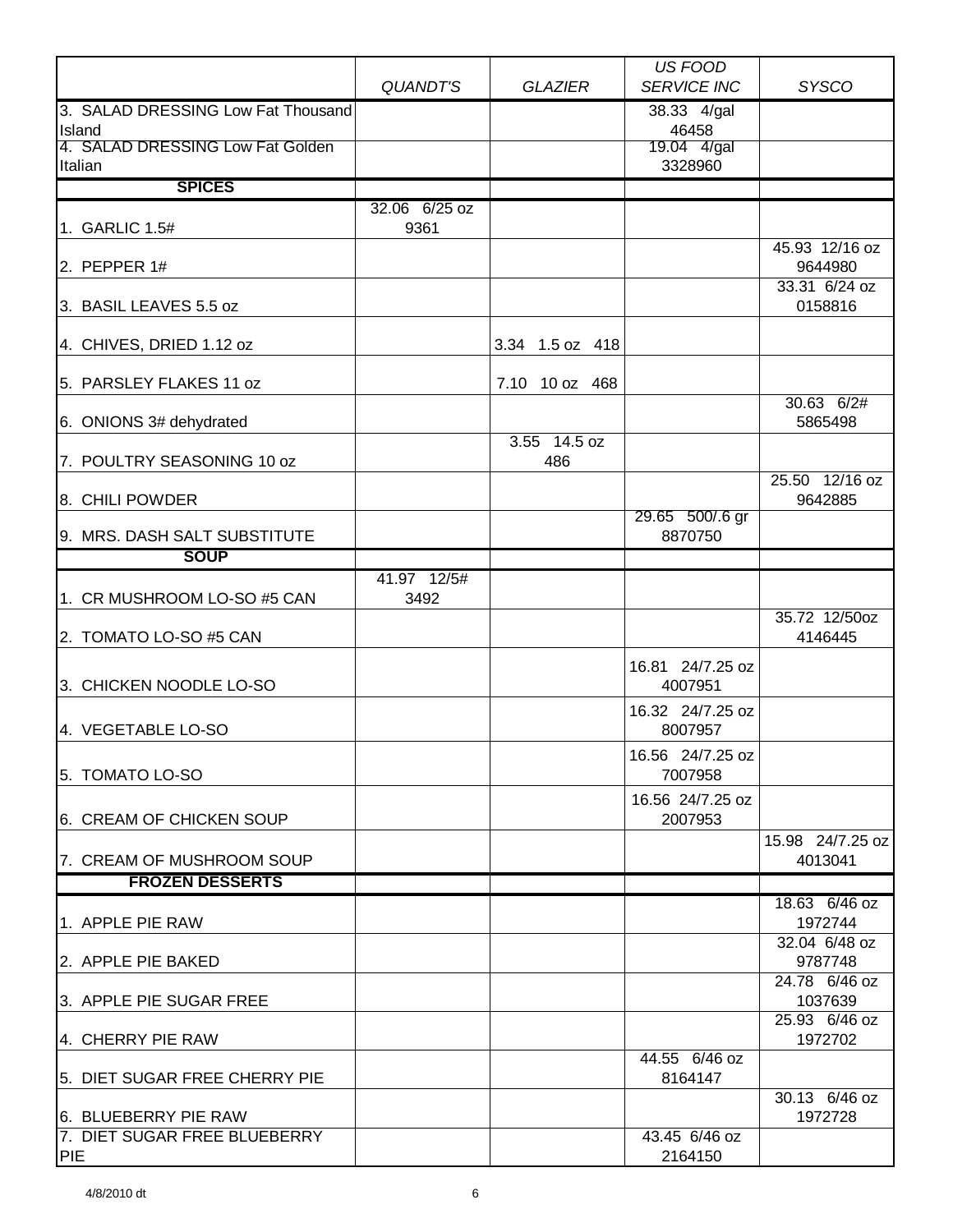| | *QUANDT'S* | *GLAZIER* | *US FOOD SERVICE INC* | *SYSCO* |
|---|---|---|---|---|
| 3. SALAD DRESSING Low Fat Thousand Island | | | 38.33 4/gal 46458 | |
| 4. SALAD DRESSING Low Fat Golden Italian | | | 19.04 4/gal 3328960 | |
| **SPICES** | | | | |
| 1. GARLIC 1.5# | 32.06 6/25 oz 9361 | | | |
| 2. PEPPER 1# | | | | 45.93 12/16 oz 9644980 |
| 3. BASIL LEAVES 5.5 oz | | | | 33.31 6/24 oz 0158816 |
| 4. CHIVES, DRIED 1.12 oz | | 3.34 1.5 oz 418 | | |
| 5. PARSLEY FLAKES 11 oz | | 7.10 10 oz 468 | | |
| 6. ONIONS 3# dehydrated | | | | 30.63 6/2# 5865498 |
| 7. POULTRY SEASONING 10 oz | | 3.55 14.5 oz 486 | | |
| 8. CHILI POWDER | | | | 25.50 12/16 oz 9642885 |
| 9. MRS. DASH SALT SUBSTITUTE | | | 29.65 500/.6 gr 8870750 | |
| **SOUP** | | | | |
| 1. CR MUSHROOM LO-SO #5 CAN | 41.97 12/5# 3492 | | | |
| 2. TOMATO LO-SO #5 CAN | | | | 35.72 12/50oz 4146445 |
| 3. CHICKEN NOODLE LO-SO | | | 16.81 24/7.25 oz 4007951 | |
| 4. VEGETABLE LO-SO | | | 16.32 24/7.25 oz 8007957 | |
| 5. TOMATO LO-SO | | | 16.56 24/7.25 oz 7007958 | |
| 6. CREAM OF CHICKEN SOUP | | | 16.56 24/7.25 oz 2007953 | |
| 7. CREAM OF MUSHROOM SOUP | | | | 15.98 24/7.25 oz 4013041 |
| **FROZEN DESSERTS** | | | | |
| 1. APPLE PIE RAW | | | | 18.63 6/46 oz 1972744 |
| 2. APPLE PIE BAKED | | | | 32.04 6/48 oz 9787748 |
| 3. APPLE PIE SUGAR FREE | | | | 24.78 6/46 oz 1037639 |
| 4. CHERRY PIE RAW | | | | 25.93 6/46 oz 1972702 |
| 5. DIET SUGAR FREE CHERRY PIE | | | 44.55 6/46 oz 8164147 | |
| 6. BLUEBERRY PIE RAW | | | | 30.13 6/46 oz 1972728 |
| 7. DIET SUGAR FREE BLUEBERRY PIE | | | 43.45 6/46 oz 2164150 | |

4/8/2010 dt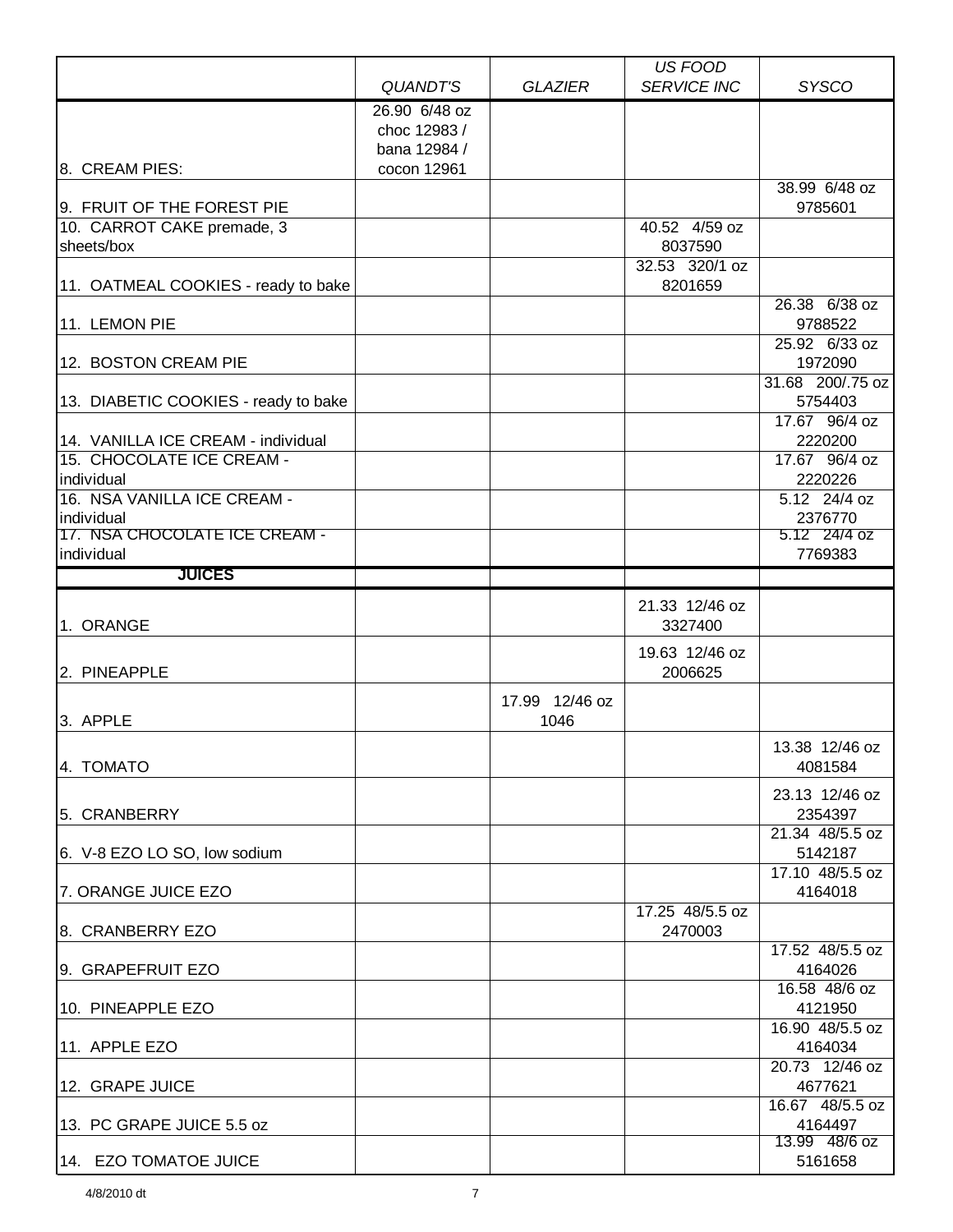| | *QUANDT'S* | *GLAZIER* | *US FOOD SERVICE INC* | *SYSCO* |
|---|---|---|---|---|
| 8. CREAM PIES: | 26.90 6/48 oz choc 12983 / bana 12984 / cocon 12961 | | | |
| 9. FRUIT OF THE FOREST PIE | | | | 38.99 6/48 oz 9785601 |
| 10. CARROT CAKE premade, 3 sheets/box | | | 40.52 4/59 oz 8037590 | |
| 11. OATMEAL COOKIES - ready to bake | | | 32.53 320/1 oz 8201659 | |
| 11. LEMON PIE | | | | 26.38 6/38 oz 9788522 |
| 12. BOSTON CREAM PIE | | | | 25.92 6/33 oz 1972090 |
| 13. DIABETIC COOKIES - ready to bake | | | | 31.68 200/.75 oz 5754403 |
| 14. VANILLA ICE CREAM - individual | | | | 17.67 96/4 oz 2220200 |
| 15. CHOCOLATE ICE CREAM - individual | | | | 17.67 96/4 oz 2220226 |
| 16. NSA VANILLA ICE CREAM - individual | | | | 5.12 24/4 oz 2376770 |
| 17. NSA CHOCOLATE ICE CREAM - individual | | | | 5.12 24/4 oz 7769383 |
| **JUICES** | | | | |
| 1. ORANGE | | | 21.33 12/46 oz 3327400 | |
| 2. PINEAPPLE | | | 19.63 12/46 oz 2006625 | |
| 3. APPLE | | 17.99 12/46 oz 1046 | | |
| 4. TOMATO | | | | 13.38 12/46 oz 4081584 |
| 5. CRANBERRY | | | | 23.13 12/46 oz 2354397 |
| 6. V-8 EZO LO SO, low sodium | | | | 21.34 48/5.5 oz 5142187 |
| 7. ORANGE JUICE EZO | | | | 17.10 48/5.5 oz 4164018 |
| 8. CRANBERRY EZO | | | 17.25 48/5.5 oz 2470003 | |
| 9. GRAPEFRUIT EZO | | | | 17.52 48/5.5 oz 4164026 |
| 10. PINEAPPLE EZO | | | | 16.58 48/6 oz 4121950 |
| 11. APPLE EZO | | | | 16.90 48/5.5 oz 4164034 |
| 12. GRAPE JUICE | | | | 20.73 12/46 oz 4677621 |
| 13. PC GRAPE JUICE 5.5 oz | | | | 16.67 48/5.5 oz 4164497 |
| 14. EZO TOMATOE JUICE | | | | 13.99 48/6 oz 5161658 |

4/8/2010 dt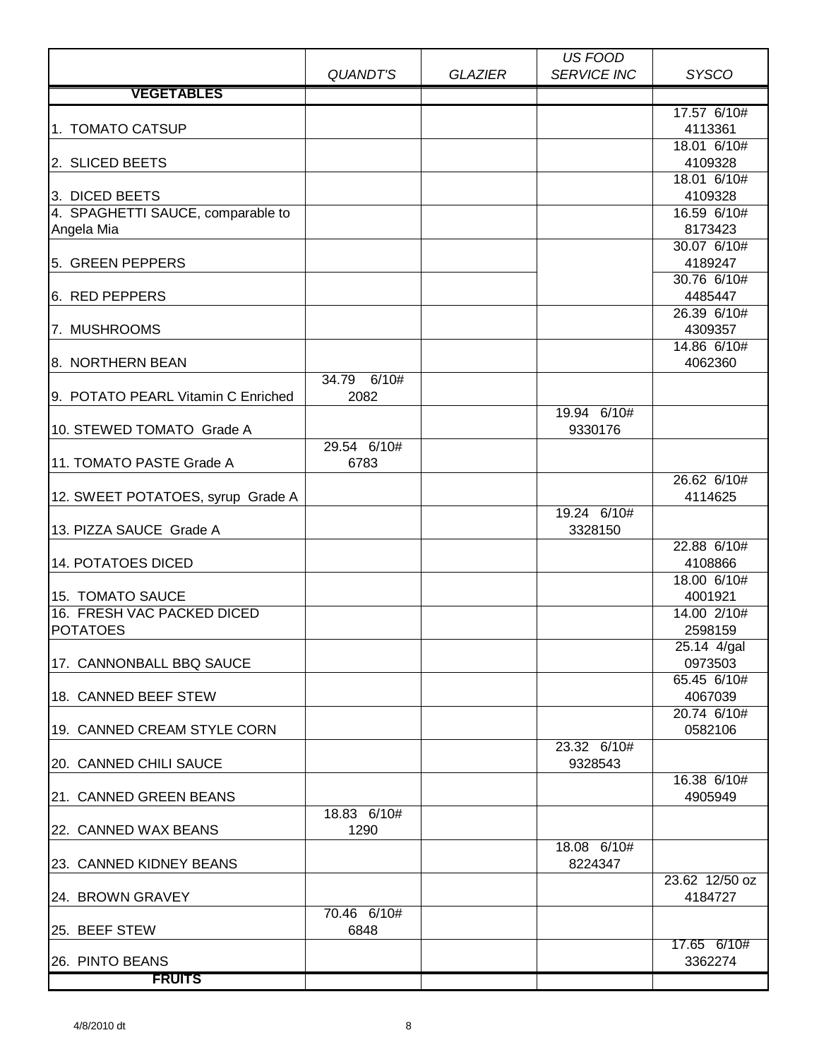| | *QUANDT'S* | *GLAZIER* | *US FOOD SERVICE INC* | *SYSCO* |
|---|---|---|---|---|
| **VEGETABLES** | | | | |
| 1. TOMATO CATSUP | | | | 17.57 6/10# 4113361 |
| 2. SLICED BEETS | | | | 18.01 6/10# 4109328 |
| 3. DICED BEETS | | | | 18.01 6/10# 4109328 |
| 4. SPAGHETTI SAUCE, comparable to Angela Mia | | | | 16.59 6/10# 8173423 |
| 5. GREEN PEPPERS | | | | 30.07 6/10# 4189247 |
| 6. RED PEPPERS | | | | 30.76 6/10# 4485447 |
| 7. MUSHROOMS | | | | 26.39 6/10# 4309357 |
| 8. NORTHERN BEAN | | | | 14.86 6/10# 4062360 |
| 9. POTATO PEARL Vitamin C Enriched | 34.79 6/10# 2082 | | | |
| 10. STEWED TOMATO Grade A | | | 19.94 6/10# 9330176 | |
| 11. TOMATO PASTE Grade A | 29.54 6/10# 6783 | | | |
| 12. SWEET POTATOES, syrup Grade A | | | | 26.62 6/10# 4114625 |
| 13. PIZZA SAUCE Grade A | | | 19.24 6/10# 3328150 | |
| 14. POTATOES DICED | | | | 22.88 6/10# 4108866 |
| 15. TOMATO SAUCE | | | | 18.00 6/10# 4001921 |
| 16. FRESH VAC PACKED DICED POTATOES | | | | 14.00 2/10# 2598159 |
| 17. CANNONBALL BBQ SAUCE | | | | 25.14 4/gal 0973503 |
| 18. CANNED BEEF STEW | | | | 65.45 6/10# 4067039 |
| 19. CANNED CREAM STYLE CORN | | | | 20.74 6/10# 0582106 |
| 20. CANNED CHILI SAUCE | | | 23.32 6/10# 9328543 | |
| 21. CANNED GREEN BEANS | | | | 16.38 6/10# 4905949 |
| 22. CANNED WAX BEANS | 18.83 6/10# 1290 | | | |
| 23. CANNED KIDNEY BEANS | | | 18.08 6/10# 8224347 | |
| 24. BROWN GRAVEY | | | | 23.62 12/50 oz 4184727 |
| 25. BEEF STEW | 70.46 6/10# 6848 | | | |
| 26. PINTO BEANS | | | | 17.65 6/10# 3362274 |
| **FRUITS** | | | | |

4/8/2010 dt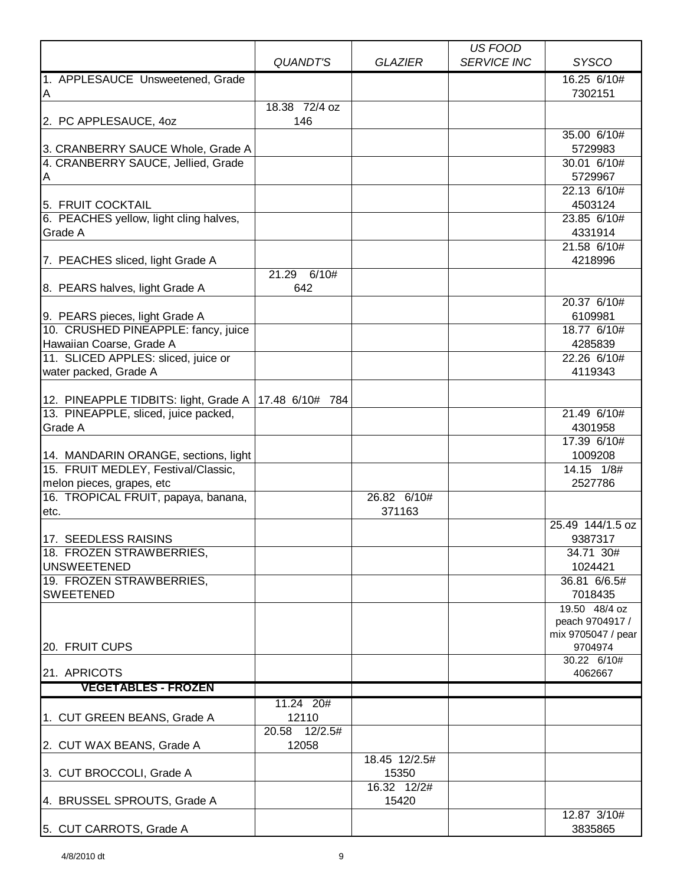| | QUANDT'S | GLAZIER | US FOOD SERVICE INC | SYSCO |
|---|---|---|---|---|
| 1. APPLESAUCE Unsweetened, Grade A | | | | 16.25 6/10# 7302151 |
| 2. PC APPLESAUCE, 4oz | 18.38 72/4 oz 146 | | | |
| 3. CRANBERRY SAUCE Whole, Grade A | | | | 35.00 6/10# 5729983 |
| 4. CRANBERRY SAUCE, Jellied, Grade A | | | | 30.01 6/10# 5729967 |
| 5. FRUIT COCKTAIL | | | | 22.13 6/10# 4503124 |
| 6. PEACHES yellow, light cling halves, Grade A | | | | 23.85 6/10# 4331914 |
| 7. PEACHES sliced, light Grade A | | | | 21.58 6/10# 4218996 |
| 8. PEARS halves, light Grade A | 21.29 6/10# 642 | | | |
| 9. PEARS pieces, light Grade A | | | | 20.37 6/10# 6109981 |
| 10. CRUSHED PINEAPPLE: fancy, juice Hawaiian Coarse, Grade A | | | | 18.77 6/10# 4285839 |
| 11. SLICED APPLES: sliced, juice or water packed, Grade A | | | | 22.26 6/10# 4119343 |
| 12. PINEAPPLE TIDBITS: light, Grade A | 17.48 6/10# 784 | | | |
| 13. PINEAPPLE, sliced, juice packed, Grade A | | | | 21.49 6/10# 4301958 |
| 14. MANDARIN ORANGE, sections, light | | | | 17.39 6/10# 1009208 |
| 15. FRUIT MEDLEY, Festival/Classic, melon pieces, grapes, etc | | | | 14.15 1/8# 2527786 |
| 16. TROPICAL FRUIT, papaya, banana, etc. | | 26.82 6/10# 371163 | | |
| 17. SEEDLESS RAISINS | | | | 25.49 144/1.5 oz 9387317 |
| 18. FROZEN STRAWBERRIES, UNSWEETENED | | | | 34.71 30# 1024421 |
| 19. FROZEN STRAWBERRIES, SWEETENED | | | | 36.81 6/6.5# 7018435 |
| 20. FRUIT CUPS | | | | 19.50 48/4 oz peach 9704917 / mix 9705047 / pear 9704974 |
| 21. APRICOTS | | | | 30.22 6/10# 4062667 |
| **VEGETABLES - FROZEN** | | | | |
| 1. CUT GREEN BEANS, Grade A | 11.24 20# 12110 | | | |
| 2. CUT WAX BEANS, Grade A | 20.58 12/2.5# 12058 | | | |
| 3. CUT BROCCOLI, Grade A | | 18.45 12/2.5# 15350 | | |
| 4. BRUSSEL SPROUTS, Grade A | | 16.32 12/2# 15420 | | |
| 5. CUT CARROTS, Grade A | | | | 12.87 3/10# 3835865 |

4/8/2010 dt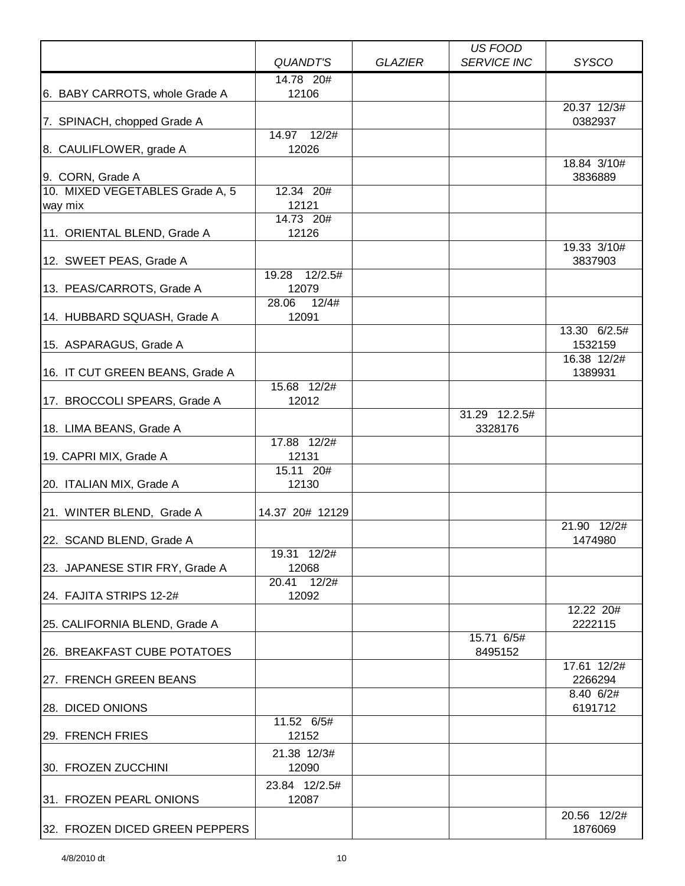| | QUANDT'S | GLAZIER | US FOOD SERVICE INC | SYSCO |
|---|---|---|---|---|
| 6. BABY CARROTS, whole Grade A | 14.78 20# 12106 | | | |
| 7. SPINACH, chopped Grade A | | | | 20.37 12/3# 0382937 |
| 8. CAULIFLOWER, grade A | 14.97 12/2# 12026 | | | |
| 9. CORN, Grade A | | | | 18.84 3/10# 3836889 |
| 10. MIXED VEGETABLES Grade A, 5 way mix | 12.34 20# 12121 | | | |
| 11. ORIENTAL BLEND, Grade A | 14.73 20# 12126 | | | |
| 12. SWEET PEAS, Grade A | | | | 19.33 3/10# 3837903 |
| 13. PEAS/CARROTS, Grade A | 19.28 12/2.5# 12079 | | | |
| 14. HUBBARD SQUASH, Grade A | 28.06 12/4# 12091 | | | |
| 15. ASPARAGUS, Grade A | | | | 13.30 6/2.5# 1532159 |
| 16. IT CUT GREEN BEANS, Grade A | | | | 16.38 12/2# 1389931 |
| 17. BROCCOLI SPEARS, Grade A | 15.68 12/2# 12012 | | | |
| 18. LIMA BEANS, Grade A | | | 31.29 12.2.5# 3328176 | |
| 19. CAPRI MIX, Grade A | 17.88 12/2# 12131 | | | |
| 20. ITALIAN MIX, Grade A | 15.11 20# 12130 | | | |
| 21. WINTER BLEND, Grade A | 14.37 20# 12129 | | | |
| 22. SCAND BLEND, Grade A | | | | 21.90 12/2# 1474980 |
| 23. JAPANESE STIR FRY, Grade A | 19.31 12/2# 12068 | | | |
| 24. FAJITA STRIPS 12-2# | 20.41 12/2# 12092 | | | |
| 25. CALIFORNIA BLEND, Grade A | | | | 12.22 20# 2222115 |
| 26. BREAKFAST CUBE POTATOES | | | 15.71 6/5# 8495152 | |
| 27. FRENCH GREEN BEANS | | | | 17.61 12/2# 2266294 |
| 28. DICED ONIONS | | | | 8.40 6/2# 6191712 |
| 29. FRENCH FRIES | 11.52 6/5# 12152 | | | |
| 30. FROZEN ZUCCHINI | 21.38 12/3# 12090 | | | |
| 31. FROZEN PEARL ONIONS | 23.84 12/2.5# 12087 | | | |
| 32. FROZEN DICED GREEN PEPPERS | | | | 20.56 12/2# 1876069 |

4/8/2010 dt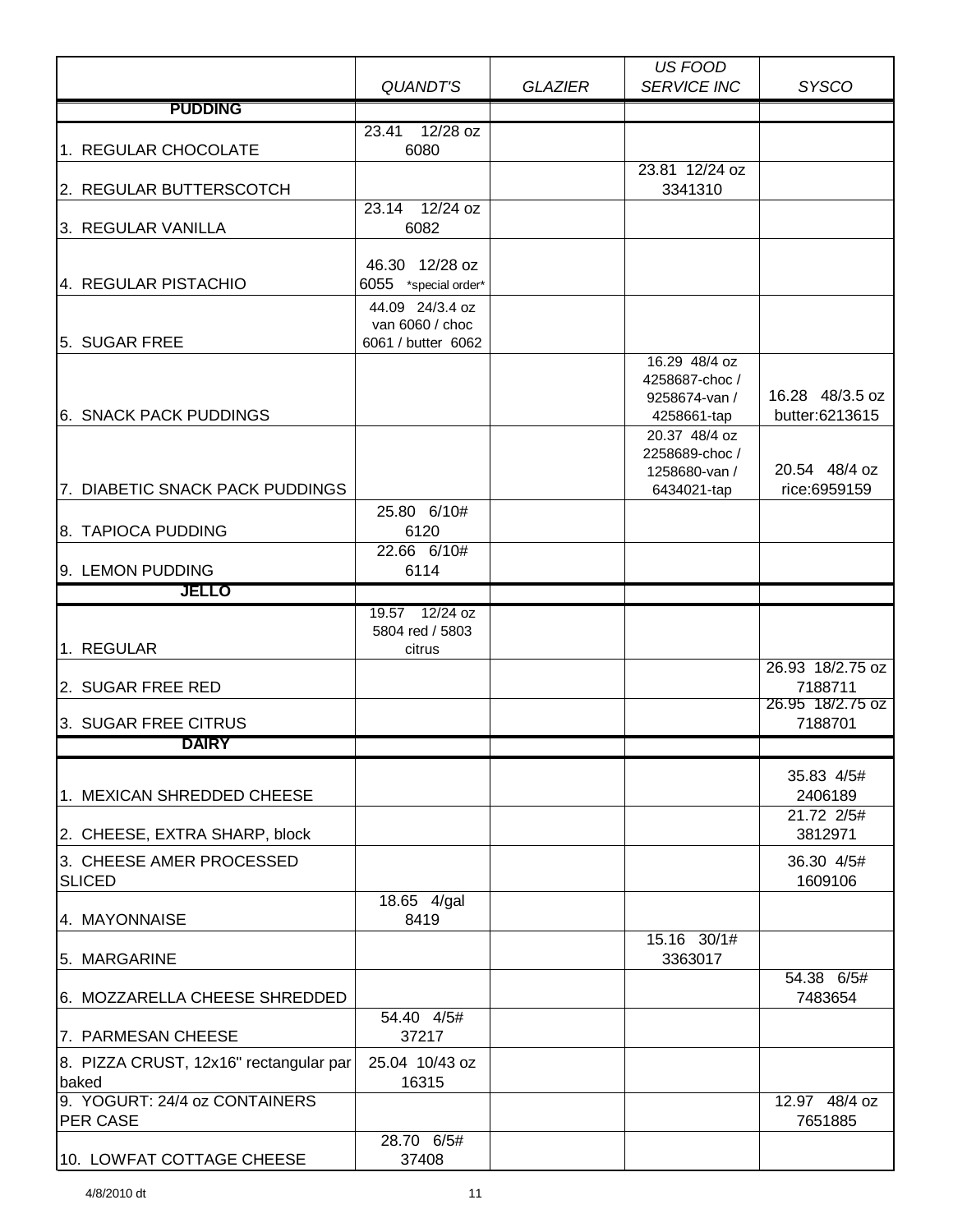| | *QUANDT'S* | *GLAZIER* | *US FOOD SERVICE INC* | *SYSCO* |
|---|---|---|---|---|
| **PUDDING** | | | | |
| 1. REGULAR CHOCOLATE | 23.41 12/28 oz 6080 | | | |
| 2. REGULAR BUTTERSCOTCH | | | 23.81 12/24 oz 3341310 | |
| 3. REGULAR VANILLA | 23.14 12/24 oz 6082 | | | |
| 4. REGULAR PISTACHIO | 46.30 12/28 oz 6055 *special order* | | | |
| 5. SUGAR FREE | 44.09 24/3.4 oz van 6060 / choc 6061 / butter 6062 | | | |
| 6. SNACK PACK PUDDINGS | | | 16.29 48/4 oz 4258687-choc / 9258674-van / 4258661-tap | 16.28 48/3.5 oz butter:6213615 |
| 7. DIABETIC SNACK PACK PUDDINGS | | | 20.37 48/4 oz 2258689-choc / 1258680-van / 6434021-tap | 20.54 48/4 oz rice:6959159 |
| 8. TAPIOCA PUDDING | 25.80 6/10# 6120 | | | |
| 9. LEMON PUDDING | 22.66 6/10# 6114 | | | |
| **JELLO** | | | | |
| 1. REGULAR | 19.57 12/24 oz 5804 red / 5803 citrus | | | |
| 2. SUGAR FREE RED | | | | 26.93 18/2.75 oz 7188711 |
| 3. SUGAR FREE CITRUS | | | | 26.95 18/2.75 oz 7188701 |
| **DAIRY** | | | | |
| 1. MEXICAN SHREDDED CHEESE | | | | 35.83 4/5# 2406189 |
| 2. CHEESE, EXTRA SHARP, block | | | | 21.72 2/5# 3812971 |
| 3. CHEESE AMER PROCESSED SLICED | | | | 36.30 4/5# 1609106 |
| 4. MAYONNAISE | 18.65 4/gal 8419 | | | |
| 5. MARGARINE | | | 15.16 30/1# 3363017 | |
| 6. MOZZARELLA CHEESE SHREDDED | | | | 54.38 6/5# 7483654 |
| 7. PARMESAN CHEESE | 54.40 4/5# 37217 | | | |
| 8. PIZZA CRUST, 12x16" rectangular par baked | 25.04 10/43 oz 16315 | | | |
| 9. YOGURT: 24/4 oz CONTAINERS PER CASE | | | | 12.97 48/4 oz 7651885 |
| 10. LOWFAT COTTAGE CHEESE | 28.70 6/5# 37408 | | | |

4/8/2010 dt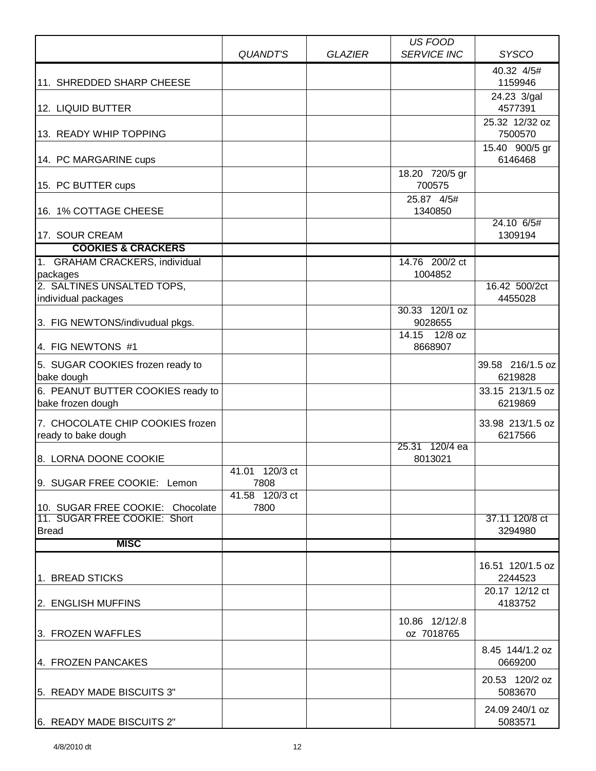| | *QUANDT'S* | *GLAZIER* | *US FOOD SERVICE INC* | *SYSCO* |
|---|---|---|---|---|
| 11. SHREDDED SHARP CHEESE | | | | 40.32 4/5# 1159946 |
| 12. LIQUID BUTTER | | | | 24.23 3/gal 4577391 |
| 13. READY WHIP TOPPING | | | | 25.32 12/32 oz 7500570 |
| 14. PC MARGARINE cups | | | | 15.40 900/5 gr 6146468 |
| 15. PC BUTTER cups | | | 18.20 720/5 gr 700575 | |
| 16. 1% COTTAGE CHEESE | | | 25.87 4/5# 1340850 | |
| 17. SOUR CREAM | | | | 24.10 6/5# 1309194 |
| **COOKIES & CRACKERS** | | | | |
| 1. GRAHAM CRACKERS, individual packages | | | 14.76 200/2 ct 1004852 | |
| 2. SALTINES UNSALTED TOPS, individual packages | | | | 16.42 500/2ct 4455028 |
| 3. FIG NEWTONS/indivudual pkgs. | | | 30.33 120/1 oz 9028655 | |
| 4. FIG NEWTONS #1 | | | 14.15 12/8 oz 8668907 | |
| 5. SUGAR COOKIES frozen ready to bake dough | | | | 39.58 216/1.5 oz 6219828 |
| 6. PEANUT BUTTER COOKIES ready to bake frozen dough | | | | 33.15 213/1.5 oz 6219869 |
| 7. CHOCOLATE CHIP COOKIES frozen ready to bake dough | | | | 33.98 213/1.5 oz 6217566 |
| 8. LORNA DOONE COOKIE | | | 25.31 120/4 ea 8013021 | |
| 9. SUGAR FREE COOKIE: Lemon | 41.01 120/3 ct 7808 | | | |
| 10. SUGAR FREE COOKIE: Chocolate | 41.58 120/3 ct 7800 | | | |
| 11. SUGAR FREE COOKIE: Short Bread | | | | 37.11 120/8 ct 3294980 |
| **MISC** | | | | |
| 1. BREAD STICKS | | | | 16.51 120/1.5 oz 2244523 |
| 2. ENGLISH MUFFINS | | | | 20.17 12/12 ct 4183752 |
| 3. FROZEN WAFFLES | | | 10.86 12/12/.8 oz 7018765 | |
| 4. FROZEN PANCAKES | | | | 8.45 144/1.2 oz 0669200 |
| 5. READY MADE BISCUITS 3" | | | | 20.53 120/2 oz 5083670 |
| 6. READY MADE BISCUITS 2" | | | | 24.09 240/1 oz 5083571 |

4/8/2010 dt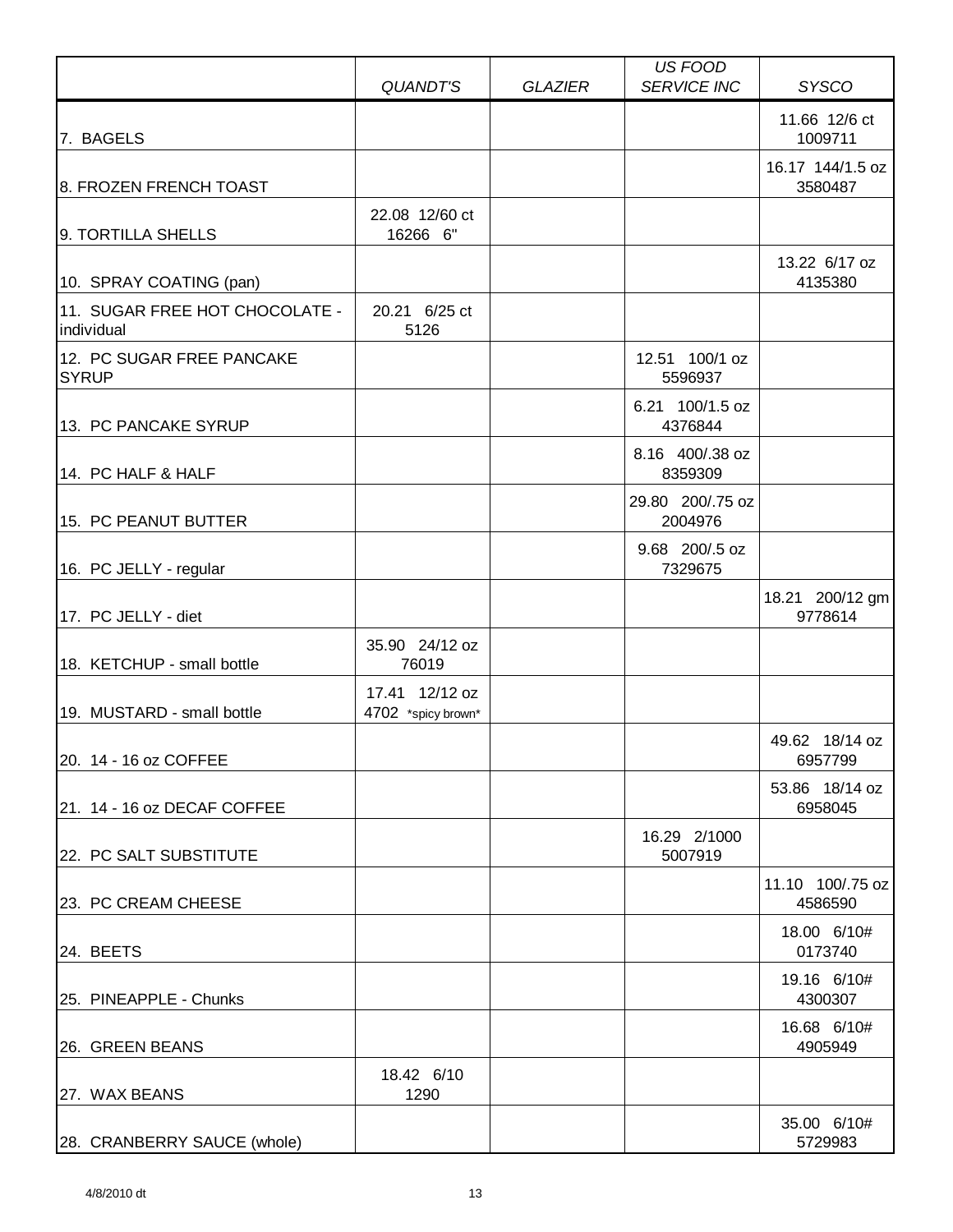| | *QUANDT'S* | *GLAZIER* | *US FOOD SERVICE INC* | *SYSCO* |
|---|---|---|---|---|
| 7. BAGELS | | | | 11.66 12/6 ct 1009711 |
| 8. FROZEN FRENCH TOAST | | | | 16.17 144/1.5 oz 3580487 |
| 9. TORTILLA SHELLS | 22.08 12/60 ct 16266 6" | | | |
| 10. SPRAY COATING (pan) | | | | 13.22 6/17 oz 4135380 |
| 11. SUGAR FREE HOT CHOCOLATE - individual | 20.21 6/25 ct 5126 | | | |
| 12. PC SUGAR FREE PANCAKE SYRUP | | | 12.51 100/1 oz 5596937 | |
| 13. PC PANCAKE SYRUP | | | 6.21 100/1.5 oz 4376844 | |
| 14. PC HALF & HALF | | | 8.16 400/.38 oz 8359309 | |
| 15. PC PEANUT BUTTER | | | 29.80 200/.75 oz 2004976 | |
| 16. PC JELLY - regular | | | 9.68 200/.5 oz 7329675 | |
| 17. PC JELLY - diet | | | | 18.21 200/12 gm 9778614 |
| 18. KETCHUP - small bottle | 35.90 24/12 oz 76019 | | | |
| 19. MUSTARD - small bottle | 17.41 12/12 oz 4702 *spicy brown* | | | |
| 20. 14 - 16 oz COFFEE | | | | 49.62 18/14 oz 6957799 |
| 21. 14 - 16 oz DECAF COFFEE | | | | 53.86 18/14 oz 6958045 |
| 22. PC SALT SUBSTITUTE | | | 16.29 2/1000 5007919 | |
| 23. PC CREAM CHEESE | | | | 11.10 100/.75 oz 4586590 |
| 24. BEETS | | | | 18.00 6/10# 0173740 |
| 25. PINEAPPLE - Chunks | | | | 19.16 6/10# 4300307 |
| 26. GREEN BEANS | | | | 16.68 6/10# 4905949 |
| 27. WAX BEANS | 18.42 6/10 1290 | | | |
| 28. CRANBERRY SAUCE (whole) | | | | 35.00 6/10# 5729983 |

4/8/2010 dt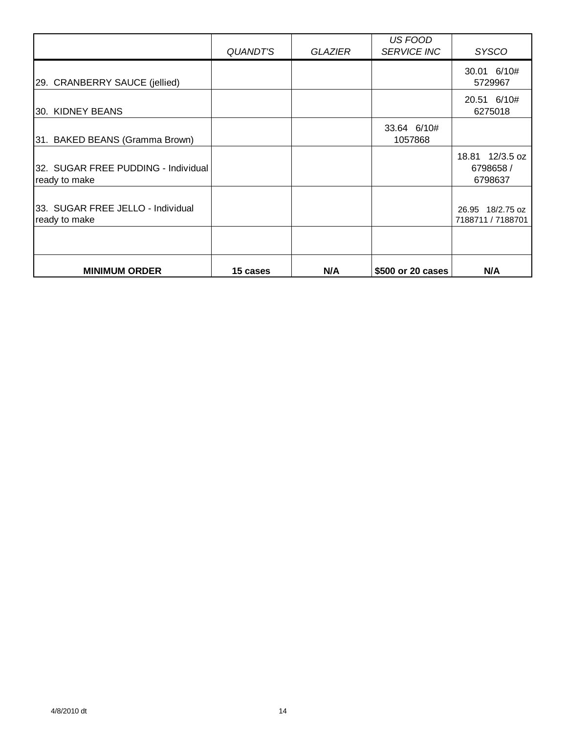| | *QUANDT'S* | *GLAZIER* | *US FOOD SERVICE INC* | *SYSCO* |
|---|---|---|---|---|
| 29. CRANBERRY SAUCE (jellied) | | | | 30.01 6/10# 5729967 |
| 30. KIDNEY BEANS | | | | 20.51 6/10# 6275018 |
| 31. BAKED BEANS (Gramma Brown) | | | 33.64 6/10# 1057868 | |
| 32. SUGAR FREE PUDDING - Individual ready to make | | | | 18.81 12/3.5 oz 6798658 / 6798637 |
| 33. SUGAR FREE JELLO - Individual ready to make | | | | 26.95 18/2.75 oz 7188711 / 7188701 |
| | | | | |
| **MINIMUM ORDER** | **15 cases** | **N/A** | **$500 or 20 cases** | **N/A** |

4/8/2010 dt